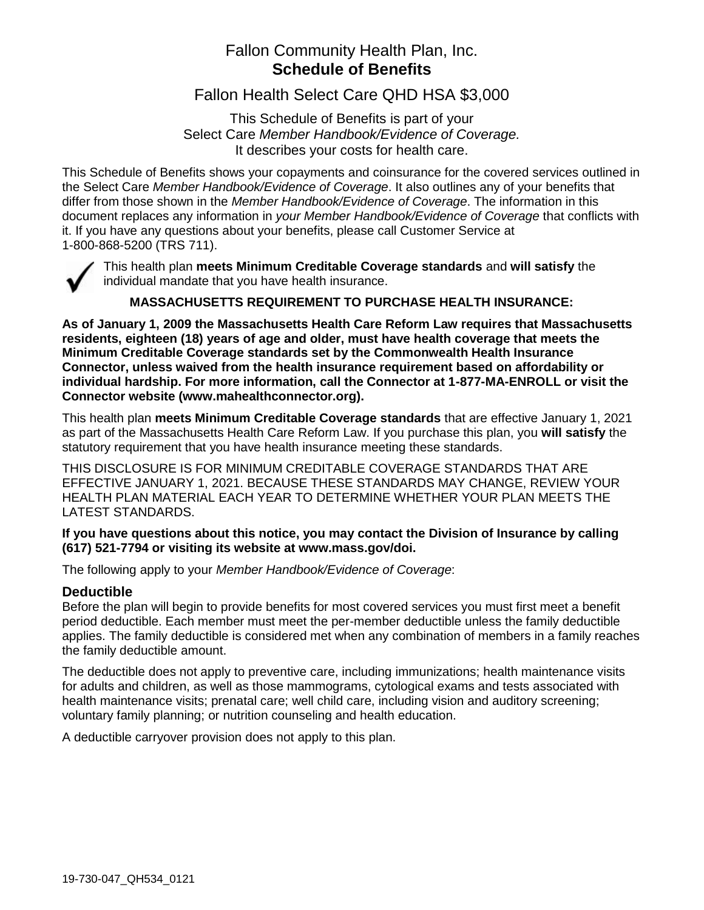# Fallon Community Health Plan, Inc.
# **Schedule of Benefits**

## Fallon Health Select Care QHD HSA $3,000

This Schedule of Benefits is part of your
Select Care *Member Handbook/Evidence of Coverage.*
It describes your costs for health care.

This Schedule of Benefits shows your copayments and coinsurance for the covered services outlined in the Select Care *Member Handbook/Evidence of Coverage*. It also outlines any of your benefits that differ from those shown in the *Member Handbook/Evidence of Coverage*. The information in this document replaces any information in *your Member Handbook/Evidence of Coverage* that conflicts with it. If you have any questions about your benefits, please call Customer Service at 1-800-868-5200 (TRS 711).

✓ This health plan **meets Minimum Creditable Coverage standards** and **will satisfy** the individual mandate that you have health insurance.

**MASSACHUSETTS REQUIREMENT TO PURCHASE HEALTH INSURANCE:**

**As of January 1, 2009 the Massachusetts Health Care Reform Law requires that Massachusetts residents, eighteen (18) years of age and older, must have health coverage that meets the Minimum Creditable Coverage standards set by the Commonwealth Health Insurance Connector, unless waived from the health insurance requirement based on affordability or individual hardship. For more information, call the Connector at 1-877-MA-ENROLL or visit the Connector website (www.mahealthconnector.org).**

This health plan **meets Minimum Creditable Coverage standards** that are effective January 1, 2021 as part of the Massachusetts Health Care Reform Law. If you purchase this plan, you **will satisfy** the statutory requirement that you have health insurance meeting these standards.

THIS DISCLOSURE IS FOR MINIMUM CREDITABLE COVERAGE STANDARDS THAT ARE EFFECTIVE JANUARY 1, 2021. BECAUSE THESE STANDARDS MAY CHANGE, REVIEW YOUR HEALTH PLAN MATERIAL EACH YEAR TO DETERMINE WHETHER YOUR PLAN MEETS THE LATEST STANDARDS.

**If you have questions about this notice, you may contact the Division of Insurance by calling (617) 521-7794 or visiting its website at www.mass.gov/doi.**

The following apply to your *Member Handbook/Evidence of Coverage*:

### Deductible

Before the plan will begin to provide benefits for most covered services you must first meet a benefit period deductible. Each member must meet the per-member deductible unless the family deductible applies. The family deductible is considered met when any combination of members in a family reaches the family deductible amount.

The deductible does not apply to preventive care, including immunizations; health maintenance visits for adults and children, as well as those mammograms, cytological exams and tests associated with health maintenance visits; prenatal care; well child care, including vision and auditory screening; voluntary family planning; or nutrition counseling and health education.

A deductible carryover provision does not apply to this plan.

19-730-047_QH534_0121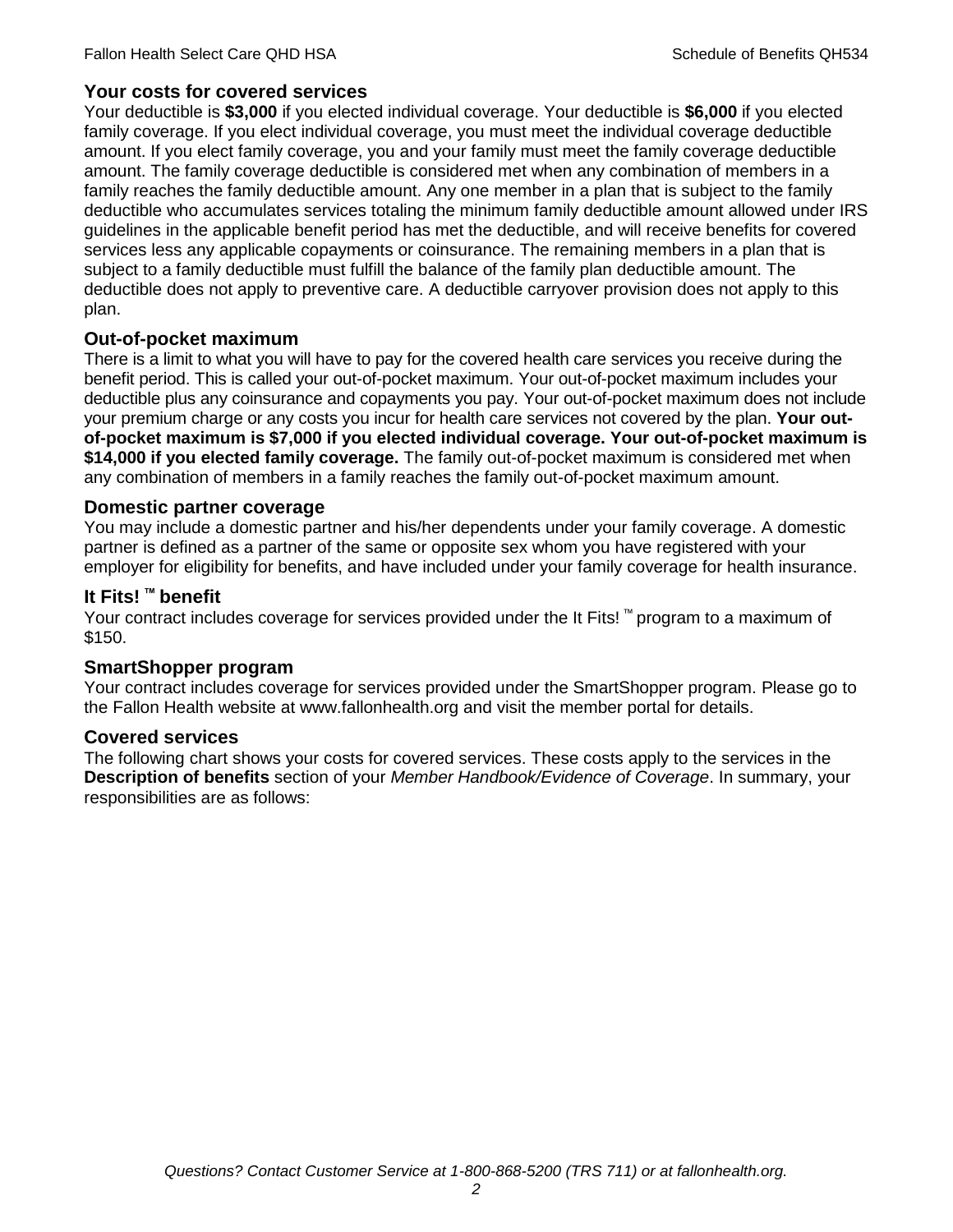## Your costs for covered services

Your deductible is **$3,000** if you elected individual coverage. Your deductible is **$6,000** if you elected family coverage. If you elect individual coverage, you must meet the individual coverage deductible amount. If you elect family coverage, you and your family must meet the family coverage deductible amount. The family coverage deductible is considered met when any combination of members in a family reaches the family deductible amount. Any one member in a plan that is subject to the family deductible who accumulates services totaling the minimum family deductible amount allowed under IRS guidelines in the applicable benefit period has met the deductible, and will receive benefits for covered services less any applicable copayments or coinsurance. The remaining members in a plan that is subject to a family deductible must fulfill the balance of the family plan deductible amount. The deductible does not apply to preventive care. A deductible carryover provision does not apply to this plan.

## Out-of-pocket maximum

There is a limit to what you will have to pay for the covered health care services you receive during the benefit period. This is called your out-of-pocket maximum. Your out-of-pocket maximum includes your deductible plus any coinsurance and copayments you pay. Your out-of-pocket maximum does not include your premium charge or any costs you incur for health care services not covered by the plan. **Your out-of-pocket maximum is $7,000 if you elected individual coverage. Your out-of-pocket maximum is $14,000 if you elected family coverage.** The family out-of-pocket maximum is considered met when any combination of members in a family reaches the family out-of-pocket maximum amount.

## Domestic partner coverage

You may include a domestic partner and his/her dependents under your family coverage. A domestic partner is defined as a partner of the same or opposite sex whom you have registered with your employer for eligibility for benefits, and have included under your family coverage for health insurance.

## It Fits! ™ benefit

Your contract includes coverage for services provided under the It Fits! ™ program to a maximum of $150.

## SmartShopper program

Your contract includes coverage for services provided under the SmartShopper program. Please go to the Fallon Health website at www.fallonhealth.org and visit the member portal for details.

## Covered services

The following chart shows your costs for covered services. These costs apply to the services in the **Description of benefits** section of your *Member Handbook/Evidence of Coverage*. In summary, your responsibilities are as follows:

*Questions? Contact Customer Service at 1-800-868-5200 (TRS 711) or at fallonhealth.org.*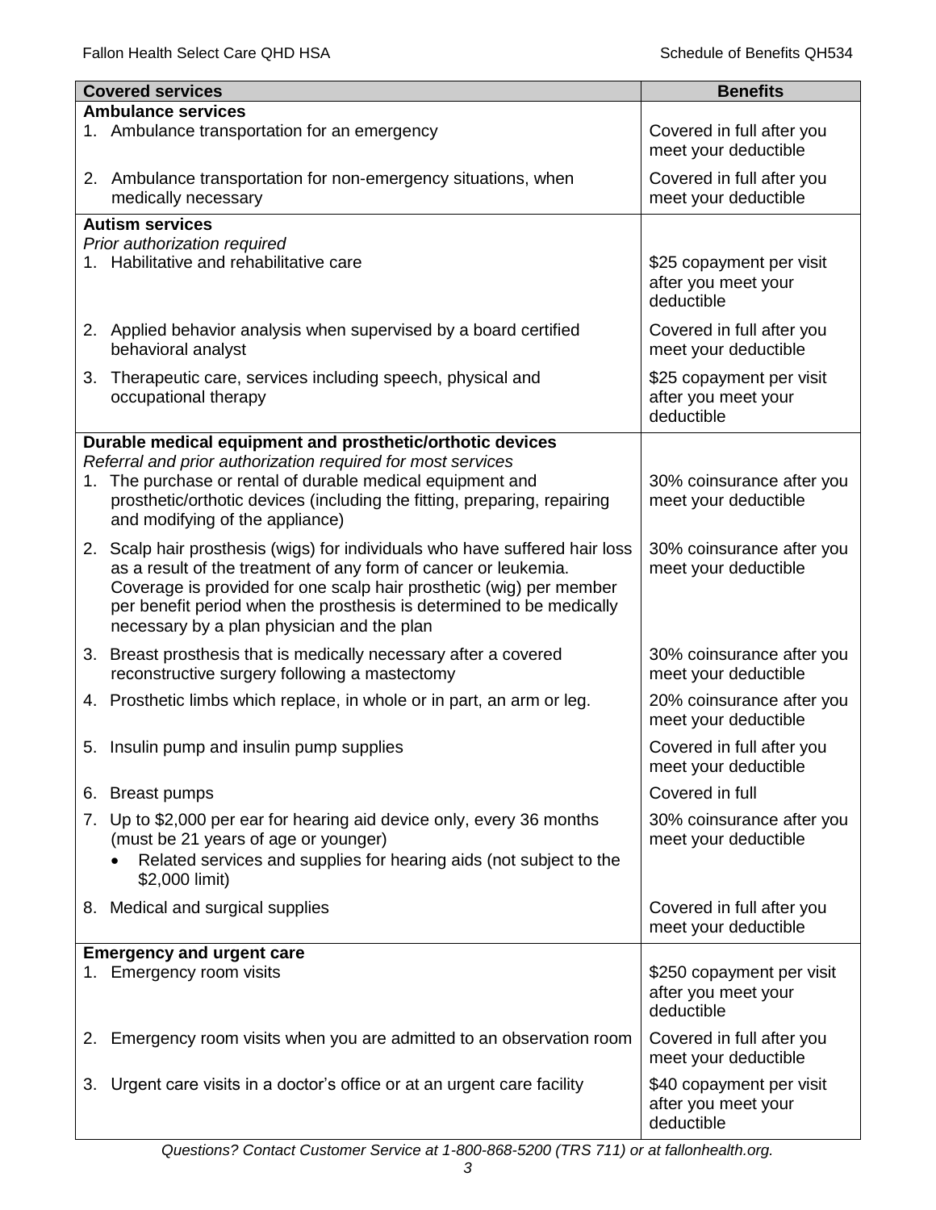| Covered services | Benefits |
|---|---|
| **Ambulance services** | |
| 1. Ambulance transportation for an emergency | Covered in full after you meet your deductible |
| 2. Ambulance transportation for non-emergency situations, when medically necessary | Covered in full after you meet your deductible |
| **Autism services**<br>*Prior authorization required* | |
| 1. Habilitative and rehabilitative care | $25 copayment per visit after you meet your deductible |
| 2. Applied behavior analysis when supervised by a board certified behavioral analyst | Covered in full after you meet your deductible |
| 3. Therapeutic care, services including speech, physical and occupational therapy | $25 copayment per visit after you meet your deductible |
| **Durable medical equipment and prosthetic/orthotic devices**<br>*Referral and prior authorization required for most services* | |
| 1. The purchase or rental of durable medical equipment and prosthetic/orthotic devices (including the fitting, preparing, repairing and modifying of the appliance) | 30% coinsurance after you meet your deductible |
| 2. Scalp hair prosthesis (wigs) for individuals who have suffered hair loss as a result of the treatment of any form of cancer or leukemia. Coverage is provided for one scalp hair prosthetic (wig) per member per benefit period when the prosthesis is determined to be medically necessary by a plan physician and the plan | 30% coinsurance after you meet your deductible |
| 3. Breast prosthesis that is medically necessary after a covered reconstructive surgery following a mastectomy | 30% coinsurance after you meet your deductible |
| 4. Prosthetic limbs which replace, in whole or in part, an arm or leg. | 20% coinsurance after you meet your deductible |
| 5. Insulin pump and insulin pump supplies | Covered in full after you meet your deductible |
| 6. Breast pumps | Covered in full |
| 7. Up to $2,000 per ear for hearing aid device only, every 36 months (must be 21 years of age or younger)<br>• Related services and supplies for hearing aids (not subject to the $2,000 limit) | 30% coinsurance after you meet your deductible |
| 8. Medical and surgical supplies | Covered in full after you meet your deductible |
| **Emergency and urgent care** | |
| 1. Emergency room visits | $250 copayment per visit after you meet your deductible |
| 2. Emergency room visits when you are admitted to an observation room | Covered in full after you meet your deductible |
| 3. Urgent care visits in a doctor's office or at an urgent care facility | $40 copayment per visit after you meet your deductible |

*Questions? Contact Customer Service at 1-800-868-5200 (TRS 711) or at fallonhealth.org.*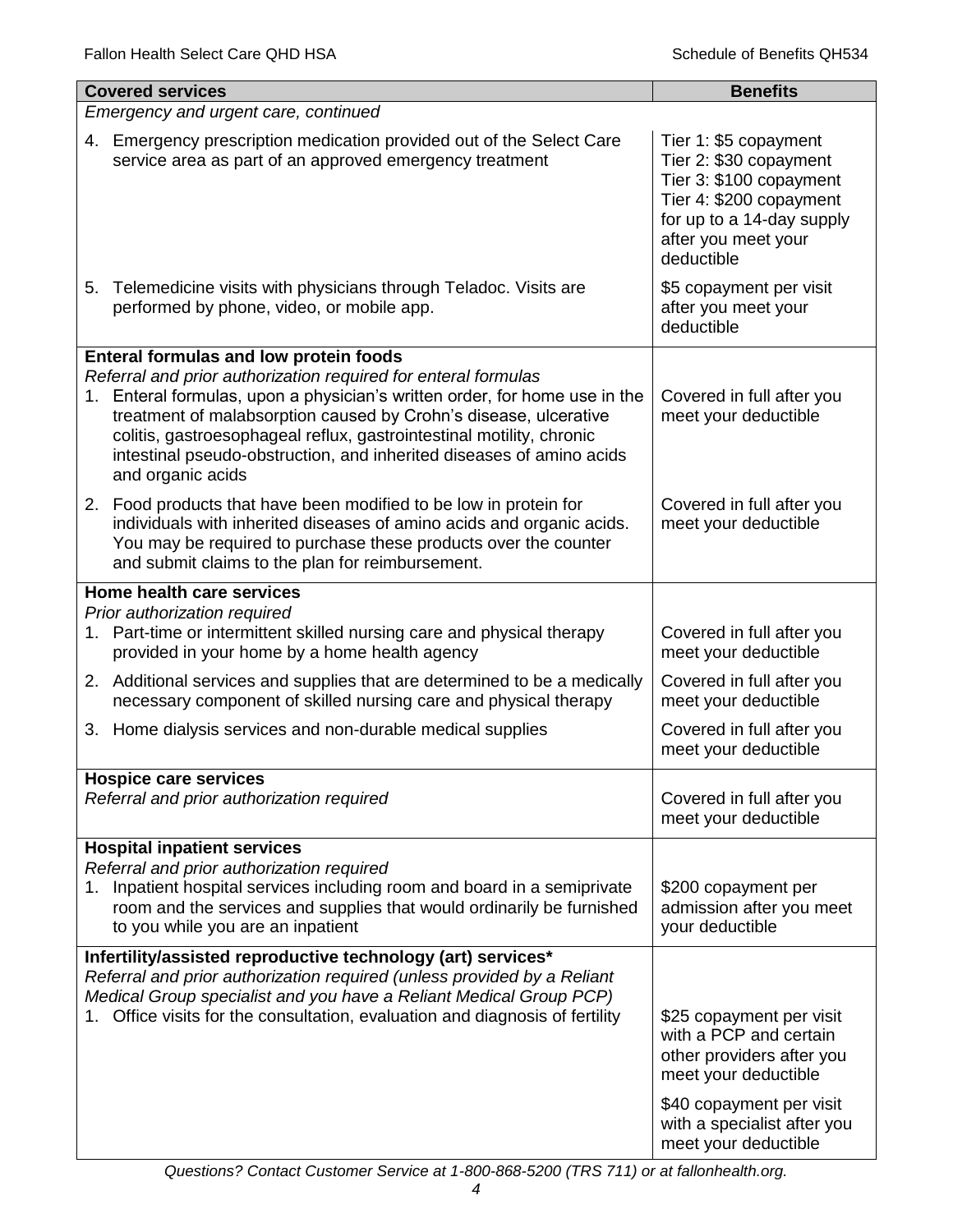| Covered services | Benefits |
|---|---|
| *Emergency and urgent care, continued* | |
| 4. Emergency prescription medication provided out of the Select Care service area as part of an approved emergency treatment | Tier 1: $5 copayment<br>Tier 2: $30 copayment<br>Tier 3: $100 copayment<br>Tier 4: $200 copayment<br>for up to a 14-day supply after you meet your deductible |
| 5. Telemedicine visits with physicians through Teladoc. Visits are performed by phone, video, or mobile app. | $5 copayment per visit after you meet your deductible |
| **Enteral formulas and low protein foods**<br>*Referral and prior authorization required for enteral formulas*<br>1. Enteral formulas, upon a physician's written order, for home use in the treatment of malabsorption caused by Crohn's disease, ulcerative colitis, gastroesophageal reflux, gastrointestinal motility, chronic intestinal pseudo-obstruction, and inherited diseases of amino acids and organic acids | Covered in full after you meet your deductible |
| 2. Food products that have been modified to be low in protein for individuals with inherited diseases of amino acids and organic acids. You may be required to purchase these products over the counter and submit claims to the plan for reimbursement. | Covered in full after you meet your deductible |
| **Home health care services**<br>*Prior authorization required*<br>1. Part-time or intermittent skilled nursing care and physical therapy provided in your home by a home health agency | Covered in full after you meet your deductible |
| 2. Additional services and supplies that are determined to be a medically necessary component of skilled nursing care and physical therapy | Covered in full after you meet your deductible |
| 3. Home dialysis services and non-durable medical supplies | Covered in full after you meet your deductible |
| **Hospice care services**<br>*Referral and prior authorization required* | Covered in full after you meet your deductible |
| **Hospital inpatient services**<br>*Referral and prior authorization required*<br>1. Inpatient hospital services including room and board in a semiprivate room and the services and supplies that would ordinarily be furnished to you while you are an inpatient | $200 copayment per admission after you meet your deductible |
| **Infertility/assisted reproductive technology (art) services***<br>*Referral and prior authorization required (unless provided by a Reliant Medical Group specialist and you have a Reliant Medical Group PCP)*<br>1. Office visits for the consultation, evaluation and diagnosis of fertility | $25 copayment per visit with a PCP and certain other providers after you meet your deductible<br><br>$40 copayment per visit with a specialist after you meet your deductible |

*Questions? Contact Customer Service at 1-800-868-5200 (TRS 711) or at fallonhealth.org.*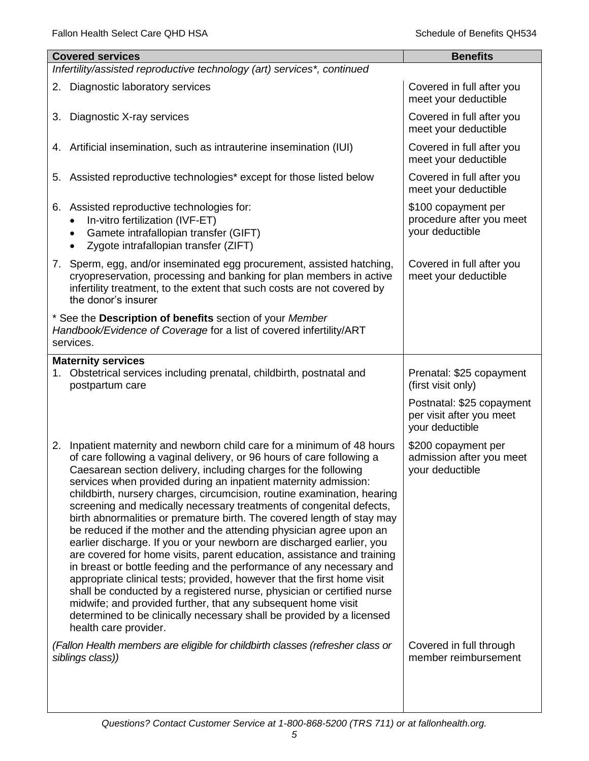| Covered services | Benefits |
|---|---|
| *Infertility/assisted reproductive technology (art) services\*, continued* | |
| 2. Diagnostic laboratory services | Covered in full after you meet your deductible |
| 3. Diagnostic X-ray services | Covered in full after you meet your deductible |
| 4. Artificial insemination, such as intrauterine insemination (IUI) | Covered in full after you meet your deductible |
| 5. Assisted reproductive technologies\* except for those listed below | Covered in full after you meet your deductible |
| 6. Assisted reproductive technologies for:<br>• In-vitro fertilization (IVF-ET)<br>• Gamete intrafallopian transfer (GIFT)<br>• Zygote intrafallopian transfer (ZIFT) | $100 copayment per procedure after you meet your deductible |
| 7. Sperm, egg, and/or inseminated egg procurement, assisted hatching, cryopreservation, processing and banking for plan members in active infertility treatment, to the extent that such costs are not covered by the donor's insurer | Covered in full after you meet your deductible |
| \* See the **Description of benefits** section of your *Member Handbook/Evidence of Coverage* for a list of covered infertility/ART services. | |
| **Maternity services**<br>1. Obstetrical services including prenatal, childbirth, postnatal and postpartum care | Prenatal: $25 copayment (first visit only) |
| | Postnatal: $25 copayment per visit after you meet your deductible |
| 2. Inpatient maternity and newborn child care for a minimum of 48 hours of care following a vaginal delivery, or 96 hours of care following a Caesarean section delivery, including charges for the following services when provided during an inpatient maternity admission: childbirth, nursery charges, circumcision, routine examination, hearing screening and medically necessary treatments of congenital defects, birth abnormalities or premature birth. The covered length of stay may be reduced if the mother and the attending physician agree upon an earlier discharge. If you or your newborn are discharged earlier, you are covered for home visits, parent education, assistance and training in breast or bottle feeding and the performance of any necessary and appropriate clinical tests; provided, however that the first home visit shall be conducted by a registered nurse, physician or certified nurse midwife; and provided further, that any subsequent home visit determined to be clinically necessary shall be provided by a licensed health care provider. | $200 copayment per admission after you meet your deductible |
| *(Fallon Health members are eligible for childbirth classes (refresher class or siblings class))* | Covered in full through member reimbursement |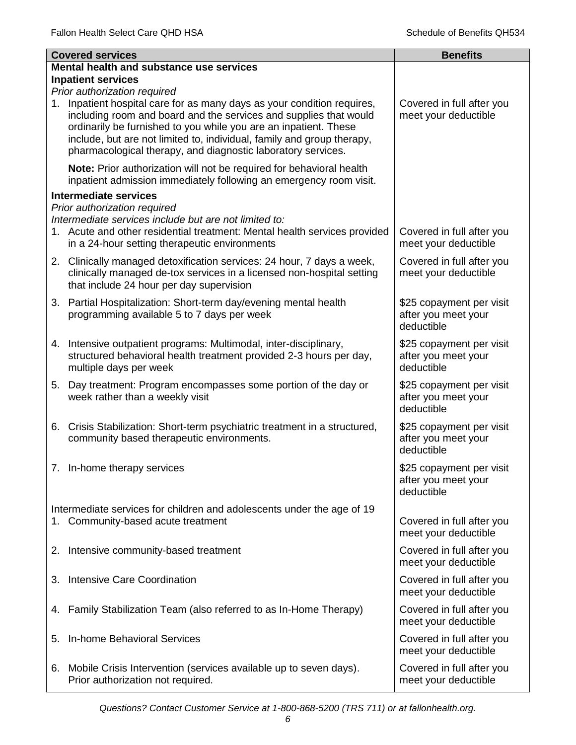| Covered services | Benefits |
|---|---|
| **Mental health and substance use services** | |
| **Inpatient services** | |
| *Prior authorization required* | |
| 1. Inpatient hospital care for as many days as your condition requires, including room and board and the services and supplies that would ordinarily be furnished to you while you are an inpatient. These include, but are not limited to, individual, family and group therapy, pharmacological therapy, and diagnostic laboratory services. | Covered in full after you meet your deductible |
| **Note:** Prior authorization will not be required for behavioral health inpatient admission immediately following an emergency room visit. | |
| **Intermediate services** | |
| *Prior authorization required* | |
| *Intermediate services include but are not limited to:* | |
| 1. Acute and other residential treatment: Mental health services provided in a 24-hour setting therapeutic environments | Covered in full after you meet your deductible |
| 2. Clinically managed detoxification services: 24 hour, 7 days a week, clinically managed de-tox services in a licensed non-hospital setting that include 24 hour per day supervision | Covered in full after you meet your deductible |
| 3. Partial Hospitalization: Short-term day/evening mental health programming available 5 to 7 days per week | $25 copayment per visit after you meet your deductible |
| 4. Intensive outpatient programs: Multimodal, inter-disciplinary, structured behavioral health treatment provided 2-3 hours per day, multiple days per week | $25 copayment per visit after you meet your deductible |
| 5. Day treatment: Program encompasses some portion of the day or week rather than a weekly visit | $25 copayment per visit after you meet your deductible |
| 6. Crisis Stabilization: Short-term psychiatric treatment in a structured, community based therapeutic environments. | $25 copayment per visit after you meet your deductible |
| 7. In-home therapy services | $25 copayment per visit after you meet your deductible |
| Intermediate services for children and adolescents under the age of 19 | |
| 1. Community-based acute treatment | Covered in full after you meet your deductible |
| 2. Intensive community-based treatment | Covered in full after you meet your deductible |
| 3. Intensive Care Coordination | Covered in full after you meet your deductible |
| 4. Family Stabilization Team (also referred to as In-Home Therapy) | Covered in full after you meet your deductible |
| 5. In-home Behavioral Services | Covered in full after you meet your deductible |
| 6. Mobile Crisis Intervention (services available up to seven days). Prior authorization not required. | Covered in full after you meet your deductible |

*Questions? Contact Customer Service at 1-800-868-5200 (TRS 711) or at fallonhealth.org.*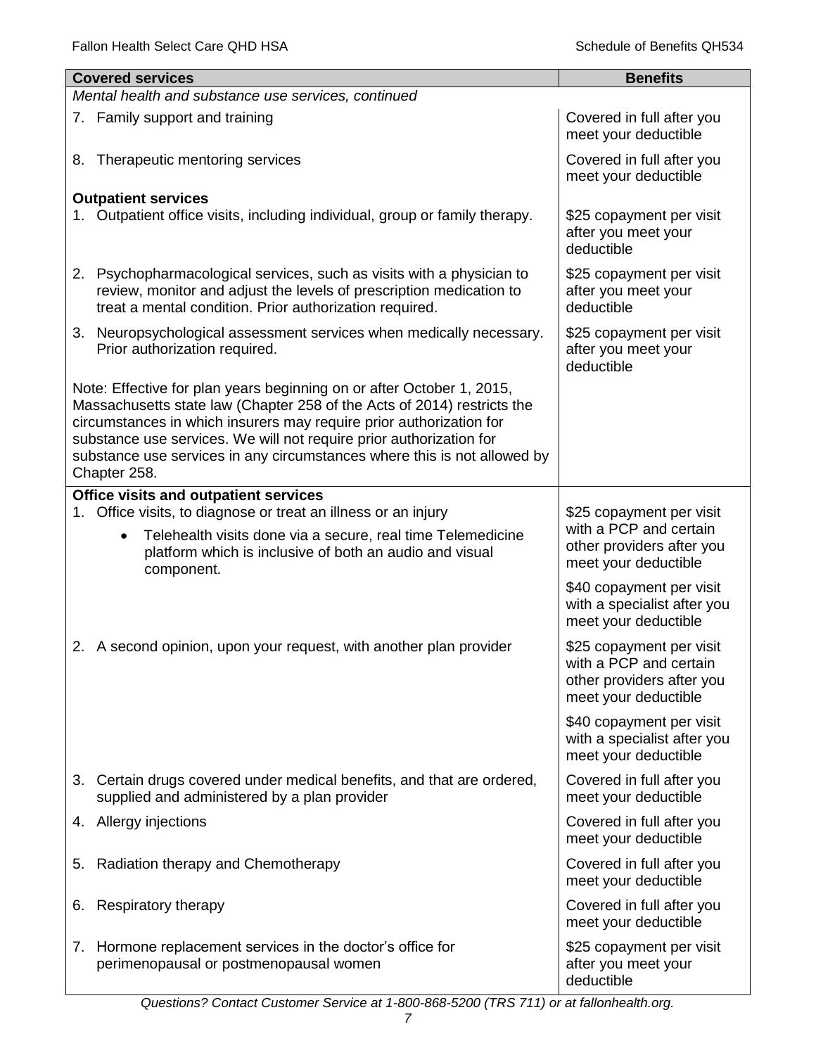| Covered services | Benefits |
|---|---|
| *Mental health and substance use services, continued* | |
| 7. Family support and training | Covered in full after you meet your deductible |
| 8. Therapeutic mentoring services | Covered in full after you meet your deductible |
| **Outpatient services** | |
| 1. Outpatient office visits, including individual, group or family therapy. | \$25 copayment per visit after you meet your deductible |
| 2. Psychopharmacological services, such as visits with a physician to review, monitor and adjust the levels of prescription medication to treat a mental condition. Prior authorization required. | \$25 copayment per visit after you meet your deductible |
| 3. Neuropsychological assessment services when medically necessary. Prior authorization required. | \$25 copayment per visit after you meet your deductible |
| Note: Effective for plan years beginning on or after October 1, 2015, Massachusetts state law (Chapter 258 of the Acts of 2014) restricts the circumstances in which insurers may require prior authorization for substance use services. We will not require prior authorization for substance use services in any circumstances where this is not allowed by Chapter 258. | |
| **Office visits and outpatient services** | |
| 1. Office visits, to diagnose or treat an illness or an injury<br>• Telehealth visits done via a secure, real time Telemedicine platform which is inclusive of both an audio and visual component. | \$25 copayment per visit with a PCP and certain other providers after you meet your deductible<br><br>\$40 copayment per visit with a specialist after you meet your deductible |
| 2. A second opinion, upon your request, with another plan provider | \$25 copayment per visit with a PCP and certain other providers after you meet your deductible<br><br>\$40 copayment per visit with a specialist after you meet your deductible |
| 3. Certain drugs covered under medical benefits, and that are ordered, supplied and administered by a plan provider | Covered in full after you meet your deductible |
| 4. Allergy injections | Covered in full after you meet your deductible |
| 5. Radiation therapy and Chemotherapy | Covered in full after you meet your deductible |
| 6. Respiratory therapy | Covered in full after you meet your deductible |
| 7. Hormone replacement services in the doctor's office for perimenopausal or postmenopausal women | \$25 copayment per visit after you meet your deductible |

*Questions? Contact Customer Service at 1-800-868-5200 (TRS 711) or at fallonhealth.org.*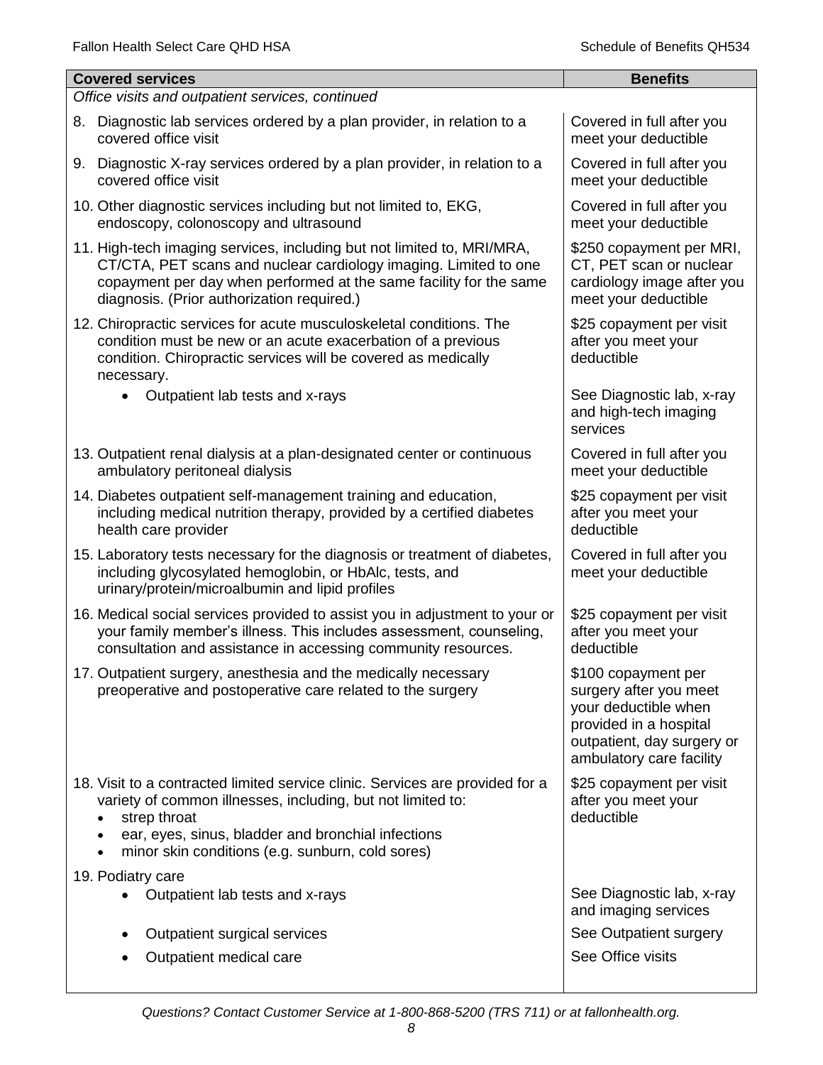| Covered services | Benefits |
|---|---|
| *Office visits and outpatient services, continued* | |
| 8. Diagnostic lab services ordered by a plan provider, in relation to a covered office visit | Covered in full after you meet your deductible |
| 9. Diagnostic X-ray services ordered by a plan provider, in relation to a covered office visit | Covered in full after you meet your deductible |
| 10. Other diagnostic services including but not limited to, EKG, endoscopy, colonoscopy and ultrasound | Covered in full after you meet your deductible |
| 11. High-tech imaging services, including but not limited to, MRI/MRA, CT/CTA, PET scans and nuclear cardiology imaging. Limited to one copayment per day when performed at the same facility for the same diagnosis. (Prior authorization required.) | $250 copayment per MRI, CT, PET scan or nuclear cardiology image after you meet your deductible |
| 12. Chiropractic services for acute musculoskeletal conditions. The condition must be new or an acute exacerbation of a previous condition. Chiropractic services will be covered as medically necessary. | $25 copayment per visit after you meet your deductible |
| • Outpatient lab tests and x-rays | See Diagnostic lab, x-ray and high-tech imaging services |
| 13. Outpatient renal dialysis at a plan-designated center or continuous ambulatory peritoneal dialysis | Covered in full after you meet your deductible |
| 14. Diabetes outpatient self-management training and education, including medical nutrition therapy, provided by a certified diabetes health care provider | $25 copayment per visit after you meet your deductible |
| 15. Laboratory tests necessary for the diagnosis or treatment of diabetes, including glycosylated hemoglobin, or HbAlc, tests, and urinary/protein/microalbumin and lipid profiles | Covered in full after you meet your deductible |
| 16. Medical social services provided to assist you in adjustment to your or your family member's illness. This includes assessment, counseling, consultation and assistance in accessing community resources. | $25 copayment per visit after you meet your deductible |
| 17. Outpatient surgery, anesthesia and the medically necessary preoperative and postoperative care related to the surgery | $100 copayment per surgery after you meet your deductible when provided in a hospital outpatient, day surgery or ambulatory care facility |
| 18. Visit to a contracted limited service clinic. Services are provided for a variety of common illnesses, including, but not limited to: • strep throat • ear, eyes, sinus, bladder and bronchial infections • minor skin conditions (e.g. sunburn, cold sores) | $25 copayment per visit after you meet your deductible |
| 19. Podiatry care | |
| • Outpatient lab tests and x-rays | See Diagnostic lab, x-ray and imaging services |
| • Outpatient surgical services | See Outpatient surgery |
| • Outpatient medical care | See Office visits |

*Questions? Contact Customer Service at 1-800-868-5200 (TRS 711) or at fallonhealth.org.*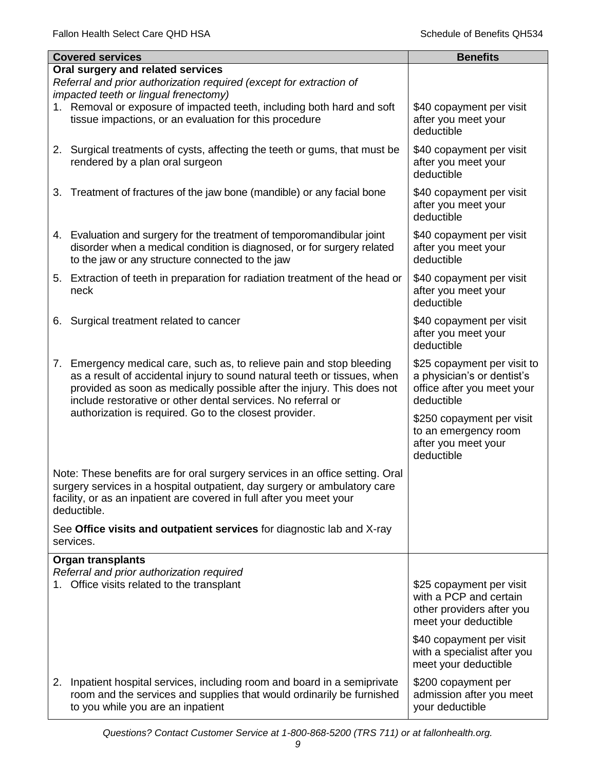| Covered services | Benefits |
| --- | --- |
| **Oral surgery and related services**<br>*Referral and prior authorization required (except for extraction of impacted teeth or lingual frenectomy)* | |
| 1. Removal or exposure of impacted teeth, including both hard and soft tissue impactions, or an evaluation for this procedure | $40 copayment per visit after you meet your deductible |
| 2. Surgical treatments of cysts, affecting the teeth or gums, that must be rendered by a plan oral surgeon | $40 copayment per visit after you meet your deductible |
| 3. Treatment of fractures of the jaw bone (mandible) or any facial bone | $40 copayment per visit after you meet your deductible |
| 4. Evaluation and surgery for the treatment of temporomandibular joint disorder when a medical condition is diagnosed, or for surgery related to the jaw or any structure connected to the jaw | $40 copayment per visit after you meet your deductible |
| 5. Extraction of teeth in preparation for radiation treatment of the head or neck | $40 copayment per visit after you meet your deductible |
| 6. Surgical treatment related to cancer | $40 copayment per visit after you meet your deductible |
| 7. Emergency medical care, such as, to relieve pain and stop bleeding as a result of accidental injury to sound natural teeth or tissues, when provided as soon as medically possible after the injury. This does not include restorative or other dental services. No referral or authorization is required. Go to the closest provider. | $25 copayment per visit to a physician's or dentist's office after you meet your deductible<br><br>$250 copayment per visit to an emergency room after you meet your deductible |
| Note: These benefits are for oral surgery services in an office setting. Oral surgery services in a hospital outpatient, day surgery or ambulatory care facility, or as an inpatient are covered in full after you meet your deductible.<br><br>See **Office visits and outpatient services** for diagnostic lab and X-ray services. | |
| **Organ transplants**<br>*Referral and prior authorization required* | |
| 1. Office visits related to the transplant | $25 copayment per visit with a PCP and certain other providers after you meet your deductible<br><br>$40 copayment per visit with a specialist after you meet your deductible |
| 2. Inpatient hospital services, including room and board in a semiprivate room and the services and supplies that would ordinarily be furnished to you while you are an inpatient | $200 copayment per admission after you meet your deductible |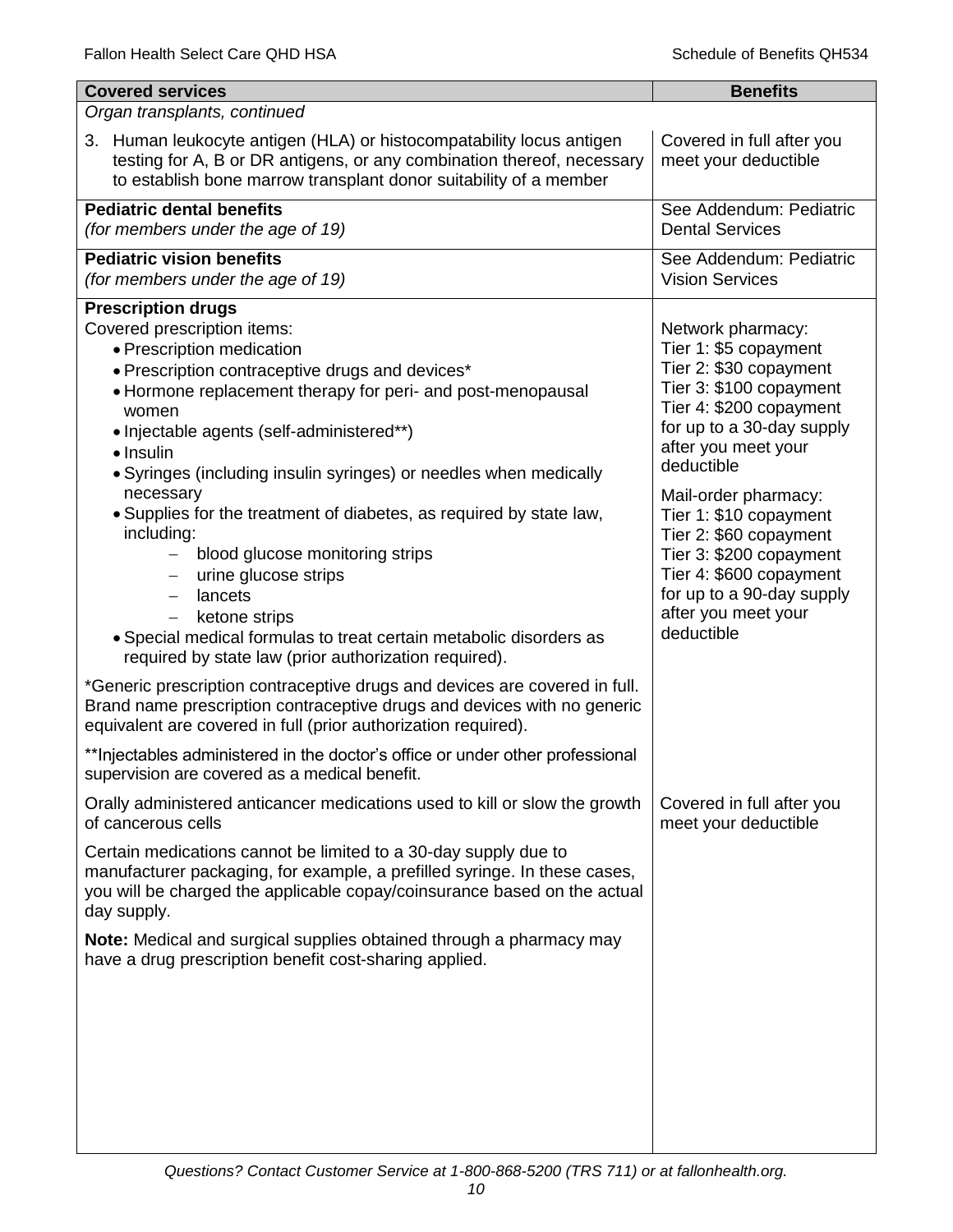| Covered services | Benefits |
|---|---|
| *Organ transplants, continued* | |
| 3. Human leukocyte antigen (HLA) or histocompatability locus antigen testing for A, B or DR antigens, or any combination thereof, necessary to establish bone marrow transplant donor suitability of a member | Covered in full after you meet your deductible |
| **Pediatric dental benefits**<br>*(for members under the age of 19)* | See Addendum: Pediatric Dental Services |
| **Pediatric vision benefits**<br>*(for members under the age of 19)* | See Addendum: Pediatric Vision Services |
| **Prescription drugs**<br>Covered prescription items:<br>• Prescription medication<br>• Prescription contraceptive drugs and devices*<br>• Hormone replacement therapy for peri- and post-menopausal women<br>• Injectable agents (self-administered**)<br>• Insulin<br>• Syringes (including insulin syringes) or needles when medically necessary<br>• Supplies for the treatment of diabetes, as required by state law, including:<br>– blood glucose monitoring strips<br>– urine glucose strips<br>– lancets<br>– ketone strips<br>• Special medical formulas to treat certain metabolic disorders as required by state law (prior authorization required).<br><br>*Generic prescription contraceptive drugs and devices are covered in full. Brand name prescription contraceptive drugs and devices with no generic equivalent are covered in full (prior authorization required).<br><br>**Injectables administered in the doctor's office or under other professional supervision are covered as a medical benefit. | Network pharmacy:<br>Tier 1: $5 copayment<br>Tier 2: $30 copayment<br>Tier 3: $100 copayment<br>Tier 4: $200 copayment<br>for up to a 30-day supply after you meet your deductible<br><br>Mail-order pharmacy:<br>Tier 1: $10 copayment<br>Tier 2: $60 copayment<br>Tier 3: $200 copayment<br>Tier 4: $600 copayment<br>for up to a 90-day supply after you meet your deductible |
| Orally administered anticancer medications used to kill or slow the growth of cancerous cells<br><br>Certain medications cannot be limited to a 30-day supply due to manufacturer packaging, for example, a prefilled syringe. In these cases, you will be charged the applicable copay/coinsurance based on the actual day supply.<br><br>**Note:** Medical and surgical supplies obtained through a pharmacy may have a drug prescription benefit cost-sharing applied. | Covered in full after you meet your deductible |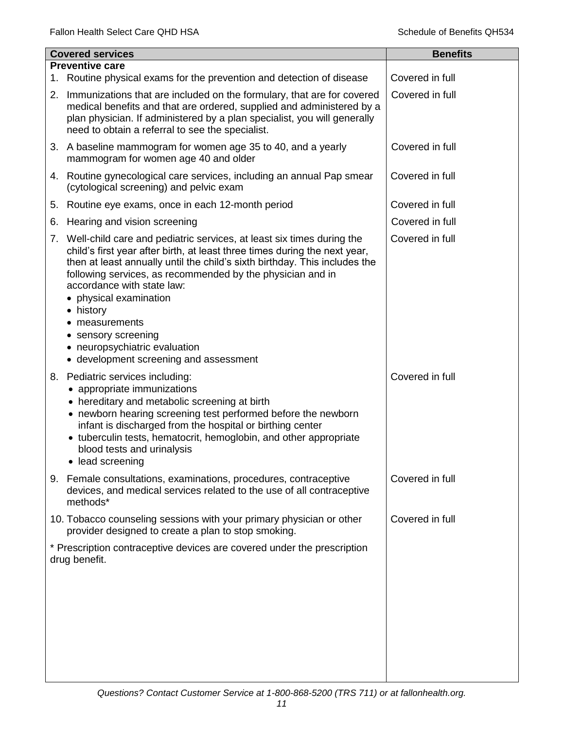| Covered services | Benefits |
| --- | --- |
| **Preventive care** | |
| 1. Routine physical exams for the prevention and detection of disease | Covered in full |
| 2. Immunizations that are included on the formulary, that are for covered medical benefits and that are ordered, supplied and administered by a plan physician. If administered by a plan specialist, you will generally need to obtain a referral to see the specialist. | Covered in full |
| 3. A baseline mammogram for women age 35 to 40, and a yearly mammogram for women age 40 and older | Covered in full |
| 4. Routine gynecological care services, including an annual Pap smear (cytological screening) and pelvic exam | Covered in full |
| 5. Routine eye exams, once in each 12-month period | Covered in full |
| 6. Hearing and vision screening | Covered in full |
| 7. Well-child care and pediatric services, at least six times during the child's first year after birth, at least three times during the next year, then at least annually until the child's sixth birthday. This includes the following services, as recommended by the physician and in accordance with state law: <br>• physical examination <br>• history <br>• measurements <br>• sensory screening <br>• neuropsychiatric evaluation <br>• development screening and assessment | Covered in full |
| 8. Pediatric services including: <br>• appropriate immunizations <br>• hereditary and metabolic screening at birth <br>• newborn hearing screening test performed before the newborn infant is discharged from the hospital or birthing center <br>• tuberculin tests, hematocrit, hemoglobin, and other appropriate blood tests and urinalysis <br>• lead screening | Covered in full |
| 9. Female consultations, examinations, procedures, contraceptive devices, and medical services related to the use of all contraceptive methods* | Covered in full |
| 10. Tobacco counseling sessions with your primary physician or other provider designed to create a plan to stop smoking. | Covered in full |
| * Prescription contraceptive devices are covered under the prescription drug benefit. | |

*Questions? Contact Customer Service at 1-800-868-5200 (TRS 711) or at fallonhealth.org.*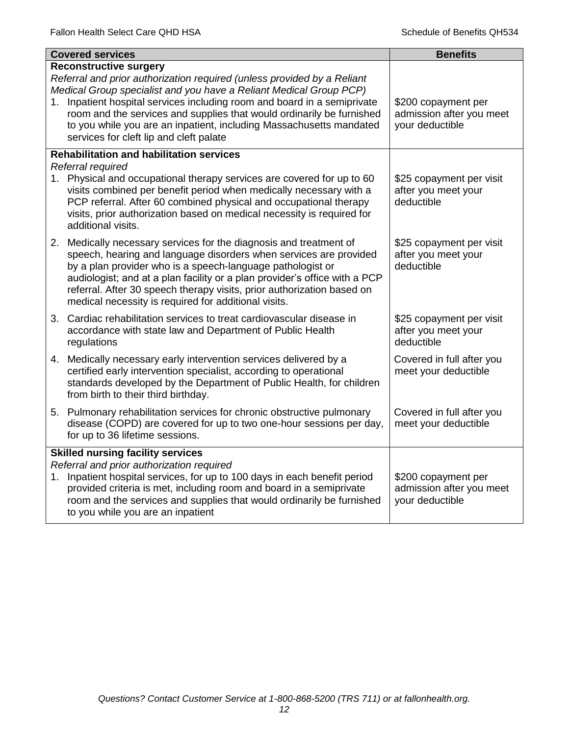| Covered services | Benefits |
|---|---|
| **Reconstructive surgery**<br>*Referral and prior authorization required (unless provided by a Reliant Medical Group specialist and you have a Reliant Medical Group PCP)*<br>1. Inpatient hospital services including room and board in a semiprivate room and the services and supplies that would ordinarily be furnished to you while you are an inpatient, including Massachusetts mandated services for cleft lip and cleft palate | \$200 copayment per admission after you meet your deductible |
| **Rehabilitation and habilitation services**<br>*Referral required*<br>1. Physical and occupational therapy services are covered for up to 60 visits combined per benefit period when medically necessary with a PCP referral. After 60 combined physical and occupational therapy visits, prior authorization based on medical necessity is required for additional visits. | \$25 copayment per visit after you meet your deductible |
| 2. Medically necessary services for the diagnosis and treatment of speech, hearing and language disorders when services are provided by a plan provider who is a speech-language pathologist or audiologist; and at a plan facility or a plan provider's office with a PCP referral. After 30 speech therapy visits, prior authorization based on medical necessity is required for additional visits. | \$25 copayment per visit after you meet your deductible |
| 3. Cardiac rehabilitation services to treat cardiovascular disease in accordance with state law and Department of Public Health regulations | \$25 copayment per visit after you meet your deductible |
| 4. Medically necessary early intervention services delivered by a certified early intervention specialist, according to operational standards developed by the Department of Public Health, for children from birth to their third birthday. | Covered in full after you meet your deductible |
| 5. Pulmonary rehabilitation services for chronic obstructive pulmonary disease (COPD) are covered for up to two one-hour sessions per day, for up to 36 lifetime sessions. | Covered in full after you meet your deductible |
| **Skilled nursing facility services**<br>*Referral and prior authorization required*<br>1. Inpatient hospital services, for up to 100 days in each benefit period provided criteria is met, including room and board in a semiprivate room and the services and supplies that would ordinarily be furnished to you while you are an inpatient | \$200 copayment per admission after you meet your deductible |

*Questions? Contact Customer Service at 1-800-868-5200 (TRS 711) or at fallonhealth.org.*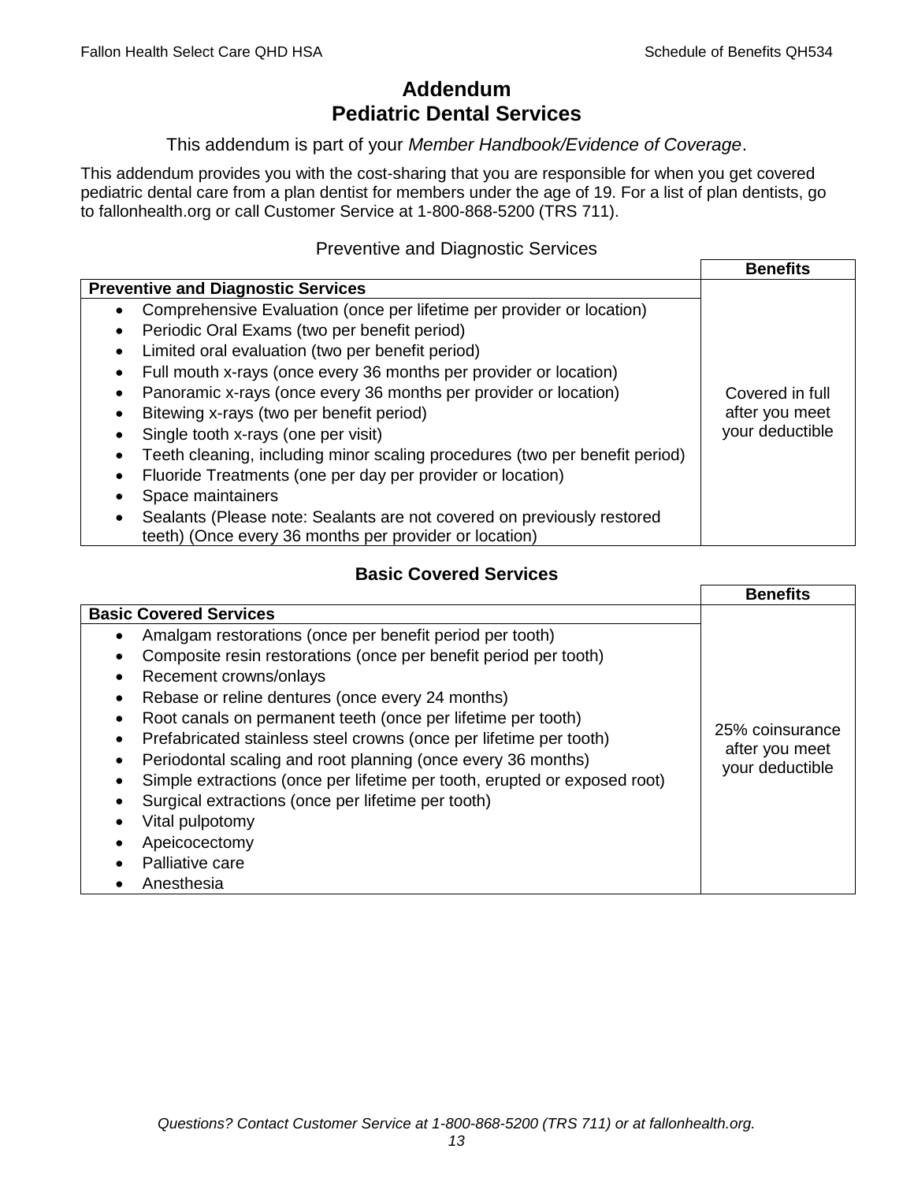# Addendum
# Pediatric Dental Services

This addendum is part of your *Member Handbook/Evidence of Coverage*.

This addendum provides you with the cost-sharing that you are responsible for when you get covered pediatric dental care from a plan dentist for members under the age of 19. For a list of plan dentists, go to fallonhealth.org or call Customer Service at 1-800-868-5200 (TRS 711).

## Preventive and Diagnostic Services

| **Preventive and Diagnostic Services** | **Benefits** |
|---|---|
| • Comprehensive Evaluation (once per lifetime per provider or location)<br>• Periodic Oral Exams (two per benefit period)<br>• Limited oral evaluation (two per benefit period)<br>• Full mouth x-rays (once every 36 months per provider or location)<br>• Panoramic x-rays (once every 36 months per provider or location)<br>• Bitewing x-rays (two per benefit period)<br>• Single tooth x-rays (one per visit)<br>• Teeth cleaning, including minor scaling procedures (two per benefit period)<br>• Fluoride Treatments (one per day per provider or location)<br>• Space maintainers<br>• Sealants (Please note: Sealants are not covered on previously restored teeth) (Once every 36 months per provider or location) | Covered in full after you meet your deductible |

## Basic Covered Services

| **Basic Covered Services** | **Benefits** |
|---|---|
| • Amalgam restorations (once per benefit period per tooth)<br>• Composite resin restorations (once per benefit period per tooth)<br>• Recement crowns/onlays<br>• Rebase or reline dentures (once every 24 months)<br>• Root canals on permanent teeth (once per lifetime per tooth)<br>• Prefabricated stainless steel crowns (once per lifetime per tooth)<br>• Periodontal scaling and root planning (once every 36 months)<br>• Simple extractions (once per lifetime per tooth, erupted or exposed root)<br>• Surgical extractions (once per lifetime per tooth)<br>• Vital pulpotomy<br>• Apeicocectomy<br>• Palliative care<br>• Anesthesia | 25% coinsurance after you meet your deductible |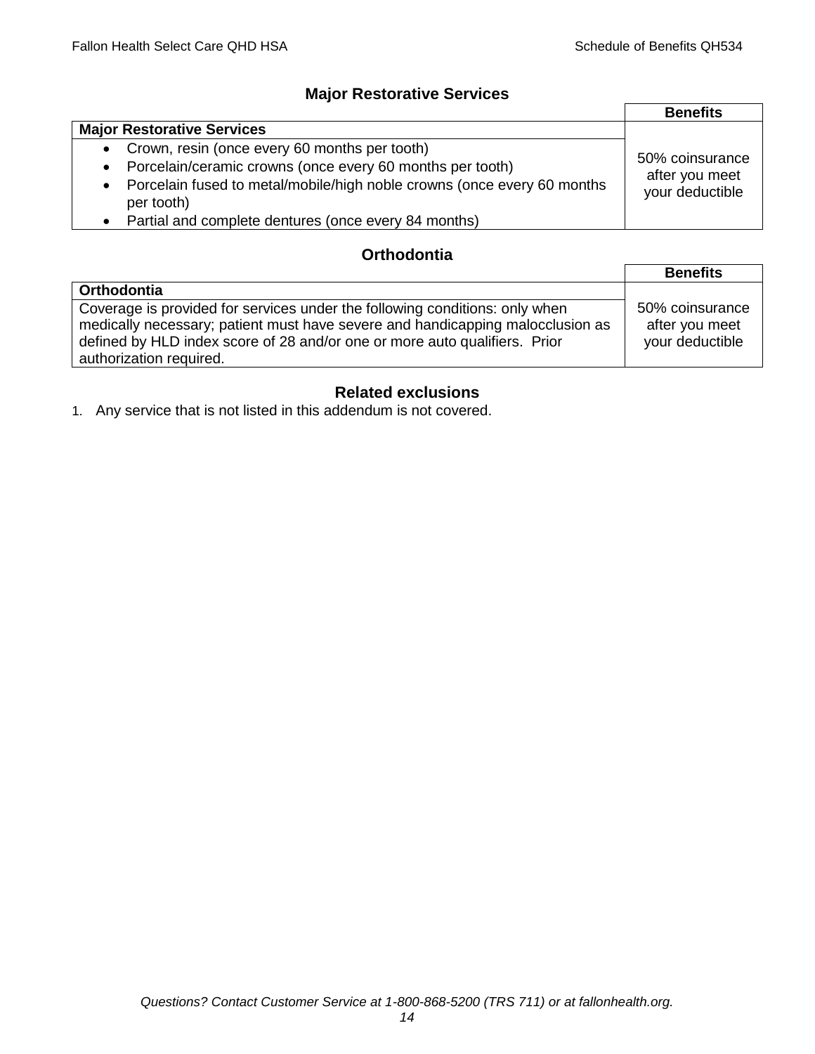## Major Restorative Services

| | Benefits |
|---|---|
| **Major Restorative Services** | |
| • Crown, resin (once every 60 months per tooth)<br>• Porcelain/ceramic crowns (once every 60 months per tooth)<br>• Porcelain fused to metal/mobile/high noble crowns (once every 60 months per tooth)<br>• Partial and complete dentures (once every 84 months) | 50% coinsurance after you meet your deductible |

## Orthodontia

| | Benefits |
|---|---|
| **Orthodontia** | |
| Coverage is provided for services under the following conditions: only when medically necessary; patient must have severe and handicapping malocclusion as defined by HLD index score of 28 and/or one or more auto qualifiers. Prior authorization required. | 50% coinsurance after you meet your deductible |

## Related exclusions

1. Any service that is not listed in this addendum is not covered.

*Questions? Contact Customer Service at 1-800-868-5200 (TRS 711) or at fallonhealth.org.*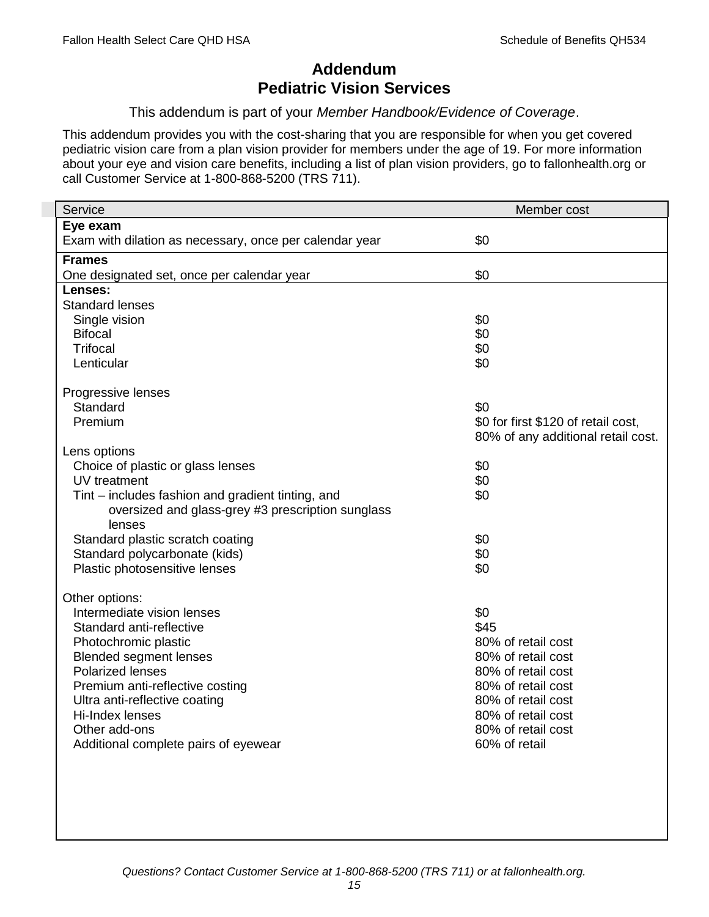# Addendum
# Pediatric Vision Services

This addendum is part of your *Member Handbook/Evidence of Coverage*.

This addendum provides you with the cost-sharing that you are responsible for when you get covered pediatric vision care from a plan vision provider for members under the age of 19. For more information about your eye and vision care benefits, including a list of plan vision providers, go to fallonhealth.org or call Customer Service at 1-800-868-5200 (TRS 711).

| Service | Member cost |
|---|---|
| **Eye exam** | |
| Exam with dilation as necessary, once per calendar year | $0 |
| **Frames** | |
| One designated set, once per calendar year | $0 |
| **Lenses:** | |
| Standard lenses | |
| Single vision | $0 |
| Bifocal | $0 |
| Trifocal | $0 |
| Lenticular | $0 |
| Progressive lenses | |
| Standard | $0 |
| Premium | $0 for first $120 of retail cost, 80% of any additional retail cost. |
| Lens options | |
| Choice of plastic or glass lenses | $0 |
| UV treatment | $0 |
| Tint – includes fashion and gradient tinting, and oversized and glass-grey #3 prescription sunglass lenses | $0 |
| Standard plastic scratch coating | $0 |
| Standard polycarbonate (kids) | $0 |
| Plastic photosensitive lenses | $0 |
| Other options: | |
| Intermediate vision lenses | $0 |
| Standard anti-reflective | $45 |
| Photochromic plastic | 80% of retail cost |
| Blended segment lenses | 80% of retail cost |
| Polarized lenses | 80% of retail cost |
| Premium anti-reflective costing | 80% of retail cost |
| Ultra anti-reflective coating | 80% of retail cost |
| Hi-Index lenses | 80% of retail cost |
| Other add-ons | 80% of retail cost |
| Additional complete pairs of eyewear | 60% of retail |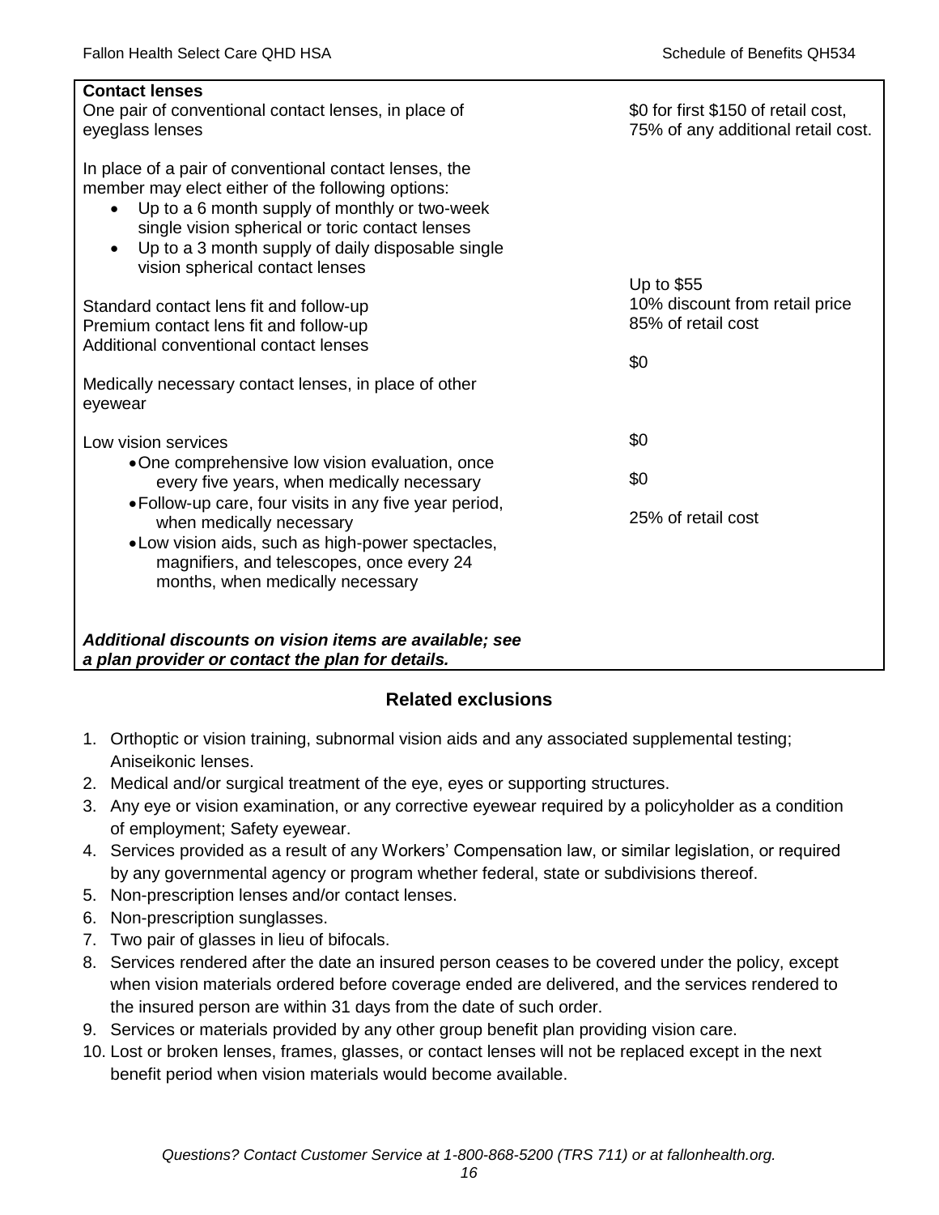| Contact lenses | |
|---|---|
| One pair of conventional contact lenses, in place of eyeglass lenses | $0 for first $150 of retail cost, 75% of any additional retail cost. |
| In place of a pair of conventional contact lenses, the member may elect either of the following options:<br>• Up to a 6 month supply of monthly or two-week single vision spherical or toric contact lenses<br>• Up to a 3 month supply of daily disposable single vision spherical contact lenses | |
| Standard contact lens fit and follow-up | Up to $55 |
| Premium contact lens fit and follow-up | 10% discount from retail price |
| Additional conventional contact lenses | 85% of retail cost |
| Medically necessary contact lenses, in place of other eyewear | $0 |
| Low vision services | |
| • One comprehensive low vision evaluation, once every five years, when medically necessary | $0 |
| • Follow-up care, four visits in any five year period, when medically necessary | $0 |
| • Low vision aids, such as high-power spectacles, magnifiers, and telescopes, once every 24 months, when medically necessary | 25% of retail cost |
| ***Additional discounts on vision items are available; see a plan provider or contact the plan for details.*** | |

## Related exclusions

1. Orthoptic or vision training, subnormal vision aids and any associated supplemental testing; Aniseikonic lenses.
2. Medical and/or surgical treatment of the eye, eyes or supporting structures.
3. Any eye or vision examination, or any corrective eyewear required by a policyholder as a condition of employment; Safety eyewear.
4. Services provided as a result of any Workers' Compensation law, or similar legislation, or required by any governmental agency or program whether federal, state or subdivisions thereof.
5. Non-prescription lenses and/or contact lenses.
6. Non-prescription sunglasses.
7. Two pair of glasses in lieu of bifocals.
8. Services rendered after the date an insured person ceases to be covered under the policy, except when vision materials ordered before coverage ended are delivered, and the services rendered to the insured person are within 31 days from the date of such order.
9. Services or materials provided by any other group benefit plan providing vision care.
10. Lost or broken lenses, frames, glasses, or contact lenses will not be replaced except in the next benefit period when vision materials would become available.

*Questions? Contact Customer Service at 1-800-868-5200 (TRS 711) or at fallonhealth.org.*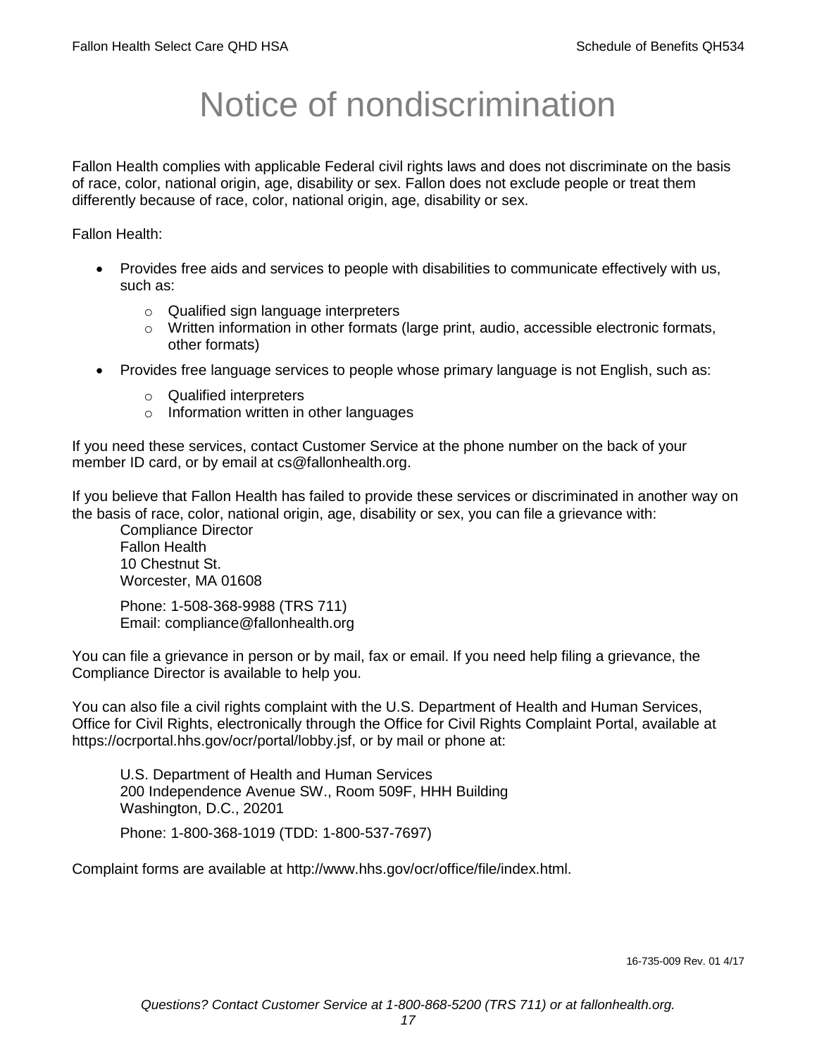# Notice of nondiscrimination

Fallon Health complies with applicable Federal civil rights laws and does not discriminate on the basis of race, color, national origin, age, disability or sex. Fallon does not exclude people or treat them differently because of race, color, national origin, age, disability or sex.

Fallon Health:

- Provides free aids and services to people with disabilities to communicate effectively with us, such as:
  - Qualified sign language interpreters
  - Written information in other formats (large print, audio, accessible electronic formats, other formats)
- Provides free language services to people whose primary language is not English, such as:
  - Qualified interpreters
  - Information written in other languages

If you need these services, contact Customer Service at the phone number on the back of your member ID card, or by email at cs@fallonhealth.org.

If you believe that Fallon Health has failed to provide these services or discriminated in another way on the basis of race, color, national origin, age, disability or sex, you can file a grievance with:

Compliance Director
Fallon Health
10 Chestnut St.
Worcester, MA 01608

Phone: 1-508-368-9988 (TRS 711)
Email: compliance@fallonhealth.org

You can file a grievance in person or by mail, fax or email. If you need help filing a grievance, the Compliance Director is available to help you.

You can also file a civil rights complaint with the U.S. Department of Health and Human Services, Office for Civil Rights, electronically through the Office for Civil Rights Complaint Portal, available at https://ocrportal.hhs.gov/ocr/portal/lobby.jsf, or by mail or phone at:

U.S. Department of Health and Human Services
200 Independence Avenue SW., Room 509F, HHH Building
Washington, D.C., 20201

Phone: 1-800-368-1019 (TDD: 1-800-537-7697)

Complaint forms are available at http://www.hhs.gov/ocr/office/file/index.html.

16-735-009 Rev. 01 4/17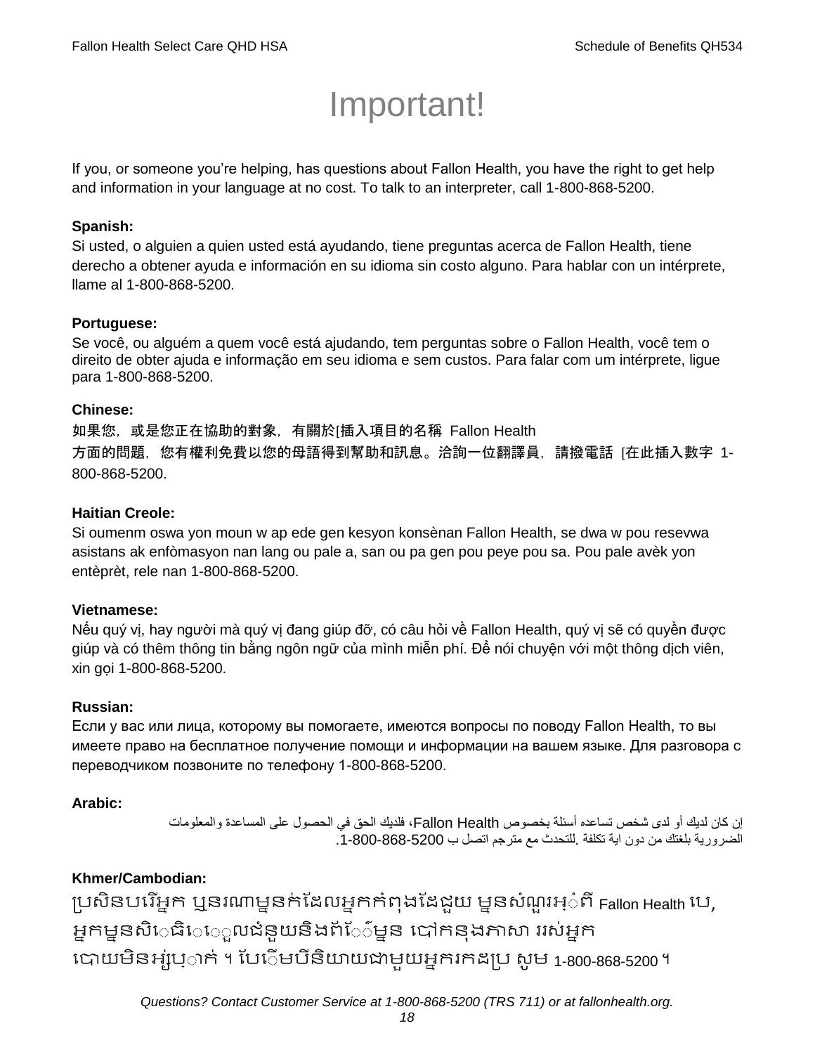# Important!

If you, or someone you're helping, has questions about Fallon Health, you have the right to get help and information in your language at no cost. To talk to an interpreter, call 1-800-868-5200.

**Spanish:**
Si usted, o alguien a quien usted está ayudando, tiene preguntas acerca de Fallon Health, tiene derecho a obtener ayuda e información en su idioma sin costo alguno. Para hablar con un intérprete, llame al 1-800-868-5200.

**Portuguese:**
Se você, ou alguém a quem você está ajudando, tem perguntas sobre o Fallon Health, você tem o direito de obter ajuda e informação em seu idioma e sem custos. Para falar com um intérprete, ligue para 1-800-868-5200.

**Chinese:**
如果您，或是您正在協助的對象，有關於[插入項目的名稱 Fallon Health 方面的問題，您有權利免費以您的母語得到幫助和訊息。洽詢一位翻譯員，請撥電話 [在此插入數字 1-800-868-5200.

**Haitian Creole:**
Si oumenm oswa yon moun w ap ede gen kesyon konsènan Fallon Health, se dwa w pou resevwa asistans ak enfòmasyon nan lang ou pale a, san ou pa gen pou peye pou sa. Pou pale avèk yon entèprèt, rele nan 1-800-868-5200.

**Vietnamese:**
Nếu quý vị, hay người mà quý vị đang giúp đỡ, có câu hỏi về Fallon Health, quý vị sẽ có quyền được giúp và có thêm thông tin bằng ngôn ngữ của mình miễn phí. Để nói chuyện với một thông dịch viên, xin gọi 1-800-868-5200.

**Russian:**
Если у вас или лица, которому вы помогаете, имеются вопросы по поводу Fallon Health, то вы имеете право на бесплатное получение помощи и информации на вашем языке. Для разговора с переводчиком позвоните по телефону 1-800-868-5200.

**Arabic:**
إن كان لديك أو لدى شخص تساعده أسئلة بخصوص Fallon Health، فلديك الحق في الحصول على المساعدة والمعلومات الضرورية بلغتك من دون اية تكلفة .للتحدث مع مترجم اتصل ب 1-800-868-5200.

**Khmer/Cambodian:**
ប្រសិនបរើអ្នក ឬនរណាម្នក់ដែលអ្នកកំពុងដែជួយ ម្នសំណួរអ្ំពី Fallon Health បេ, អ្នកម្នសិេធិេេួលជំនួយនិងព័ែ៌ម្នន បៅកនុងភាសា ររស់អ្នក បោយមិនអ្ស់ប្ាក់ ។ បែើមបីនិយាយជាមួយអ្នករកដប្រ សូម 1-800-868-5200 ។

*Questions? Contact Customer Service at 1-800-868-5200 (TRS 711) or at fallonhealth.org.*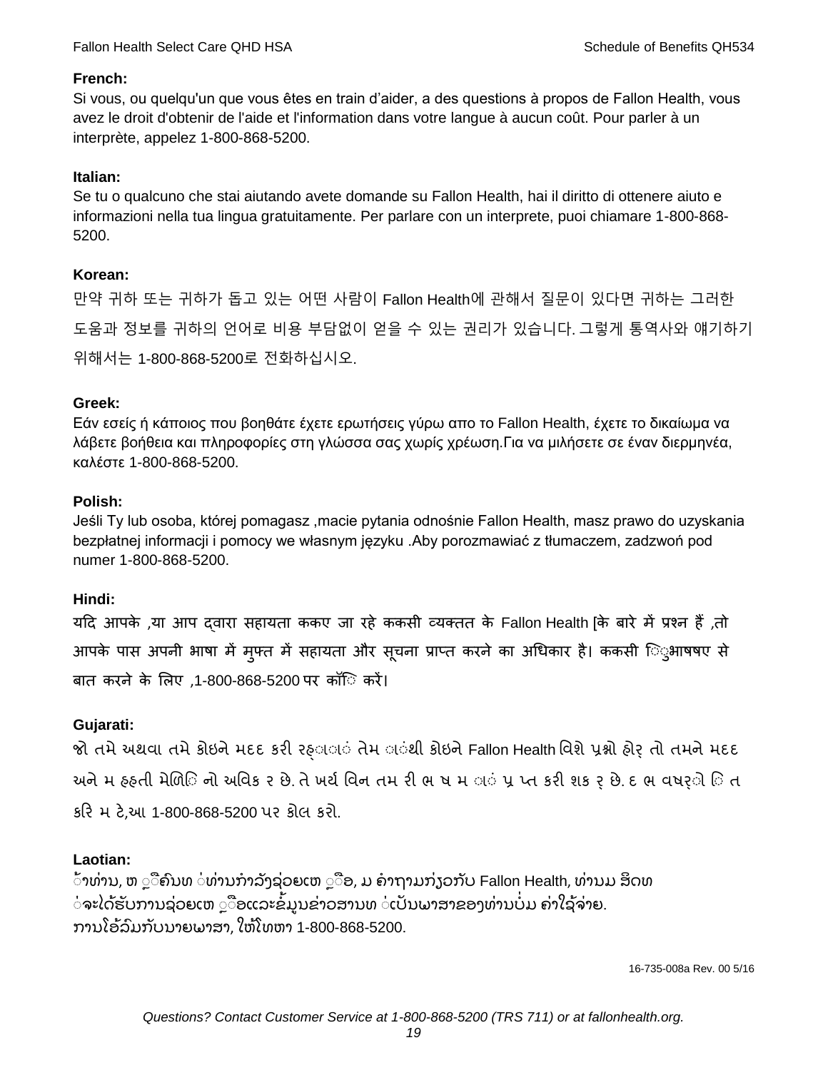**French:**
Si vous, ou quelqu'un que vous êtes en train d’aider, a des questions à propos de Fallon Health, vous avez le droit d'obtenir de l'aide et l'information dans votre langue à aucun coût. Pour parler à un interprète, appelez 1-800-868-5200.

**Italian:**
Se tu o qualcuno che stai aiutando avete domande su Fallon Health, hai il diritto di ottenere aiuto e informazioni nella tua lingua gratuitamente. Per parlare con un interprete, puoi chiamare 1-800-868-5200.

**Korean:**
만약 귀하 또는 귀하가 돕고 있는 어떤 사람이 Fallon Health에 관해서 질문이 있다면 귀하는 그러한 도움과 정보를 귀하의 언어로 비용 부담없이 얻을 수 있는 권리가 있습니다. 그렇게 통역사와 얘기하기 위해서는 1-800-868-5200로 전화하십시오.

**Greek:**
Εάν εσείς ή κάποιος που βοηθάτε έχετε ερωτήσεις γύρω απο το Fallon Health, έχετε το δικαίωμα να λάβετε βοήθεια και πληροφορίες στη γλώσσα σας χωρίς χρέωση.Για να μιλήσετε σε έναν διερμηνέα, καλέστε 1-800-868-5200.

**Polish:**
Jeśli Ty lub osoba, której pomagasz ,macie pytania odnośnie Fallon Health, masz prawo do uzyskania bezpłatnej informacji i pomocy we własnym języku .Aby porozmawiać z tłumaczem, zadzwoń pod numer 1-800-868-5200.

**Hindi:**
यदि आपके ,या आप द्वारा सहायता ककए जा रहे ककसी व्यक्तत के Fallon Health [के बारे में प्रश्न हैं ,तो आपके पास अपनी भाषा में मुफ्त में सहायता और सूचना प्राप्त करने का अधिकार है। ककसी िुभाषषए से बात करने के लिए ,1-800-868-5200 पर कॉि करें।

**Gujarati:**
જો તમે અથવા તમે કોઇને મદદ કરી રહ્ાાં તેમ ાંથી કોઇને Fallon Health વિશે પ્રશ્નો હોર્ તો તમને મદદ અને મ હહતી મેળિિ નો અવિક ર છે. તે ખર્ય વિન તમ રી ભ ષ મ ાં પ્ર પ્ત કરી શક ર્ છે. દ ભ વષર્ો િ ત કરિ મ ટે,આ 1-800-868-5200 પર કોલ કરો.

**Laotian:**
້າທ່ານ, ຫ ູຄືນທ ່ທ່ານກໍາລັງຊ່ວຍເຫ ູອ, ມ ຄໍາຖາມກ່ຽວກັບ Fallon Health, ທ່ານມ ສິດທ ່ຈະໄດ້ຮັບການຊ່ວຍເຫ ູອແລະຂໍ້ມູນຂ່າວສານທ ່ເປັນພາສາຂອງທ່ານບໍ່ມ ຄ່າໃຊ້ຈ່າຍ. ການໂອ້ລົມກັບນາຍພາສາ, ໃຫ້ໂທຫາ 1-800-868-5200.

16-735-008a Rev. 00 5/16

*Questions? Contact Customer Service at 1-800-868-5200 (TRS 711) or at fallonhealth.org.*